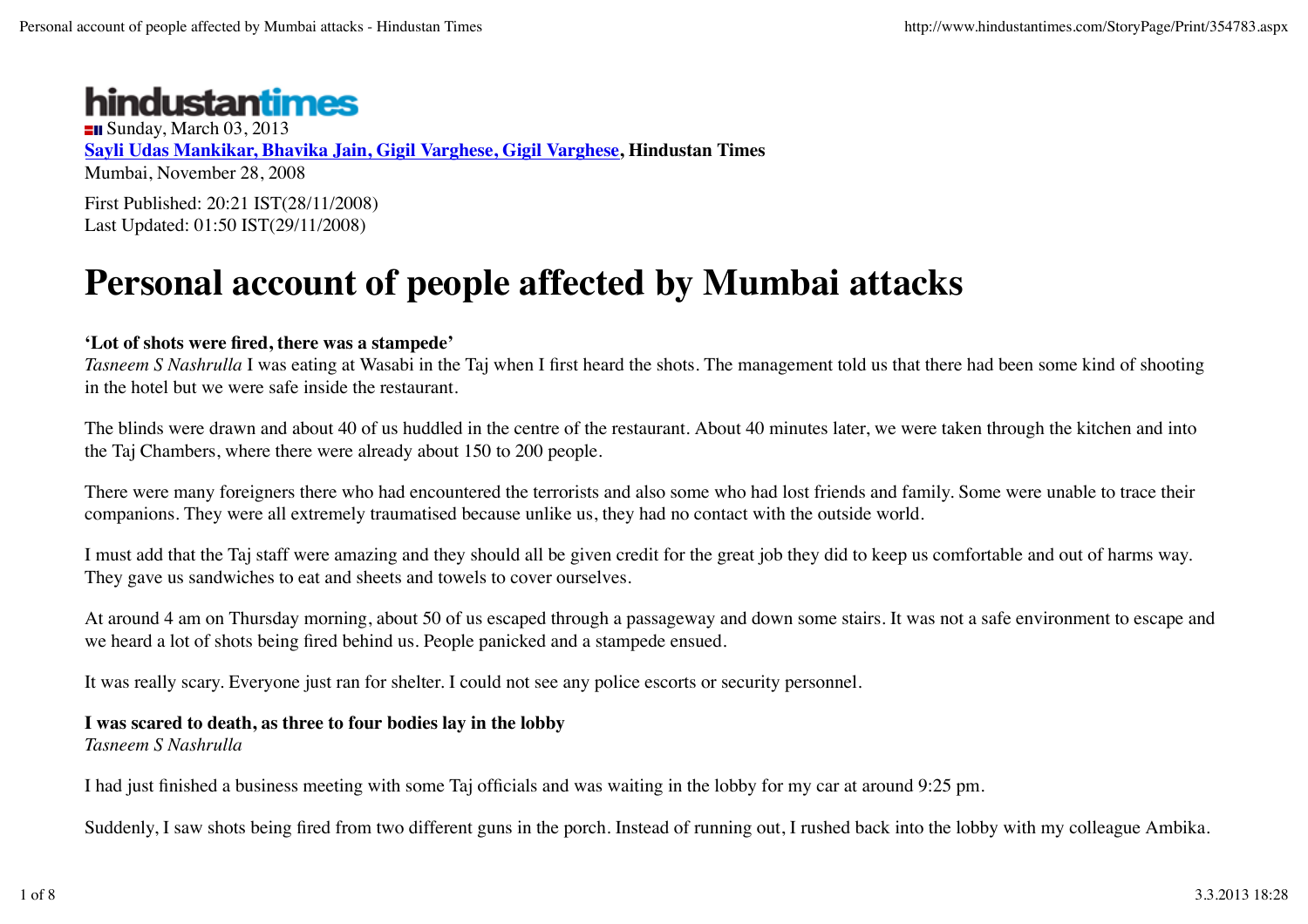**hindustantimes**

Sunday, March 03, 2013

**Sayli Udas Mankikar, Bhavika Jain, Gigil Varghese, Gigil Varghese, Hindustan Times**

Mumbai, November 28, 2008

First Published: 20:21 IST(28/11/2008)
Last Updated: 01:50 IST(29/11/2008)

# Personal account of people affected by Mumbai attacks

**'Lot of shots were fired, there was a stampede'**
*Tasneem S Nashrulla* I was eating at Wasabi in the Taj when I first heard the shots. The management told us that there had been some kind of shooting in the hotel but we were safe inside the restaurant.

The blinds were drawn and about 40 of us huddled in the centre of the restaurant. About 40 minutes later, we were taken through the kitchen and into the Taj Chambers, where there were already about 150 to 200 people.

There were many foreigners there who had encountered the terrorists and also some who had lost friends and family. Some were unable to trace their companions. They were all extremely traumatised because unlike us, they had no contact with the outside world.

I must add that the Taj staff were amazing and they should all be given credit for the great job they did to keep us comfortable and out of harms way. They gave us sandwiches to eat and sheets and towels to cover ourselves.

At around 4 am on Thursday morning, about 50 of us escaped through a passageway and down some stairs. It was not a safe environment to escape and we heard a lot of shots being fired behind us. People panicked and a stampede ensued.

It was really scary. Everyone just ran for shelter. I could not see any police escorts or security personnel.

**I was scared to death, as three to four bodies lay in the lobby**
*Tasneem S Nashrulla*

I had just finished a business meeting with some Taj officials and was waiting in the lobby for my car at around 9:25 pm.

Suddenly, I saw shots being fired from two different guns in the porch. Instead of running out, I rushed back into the lobby with my colleague Ambika.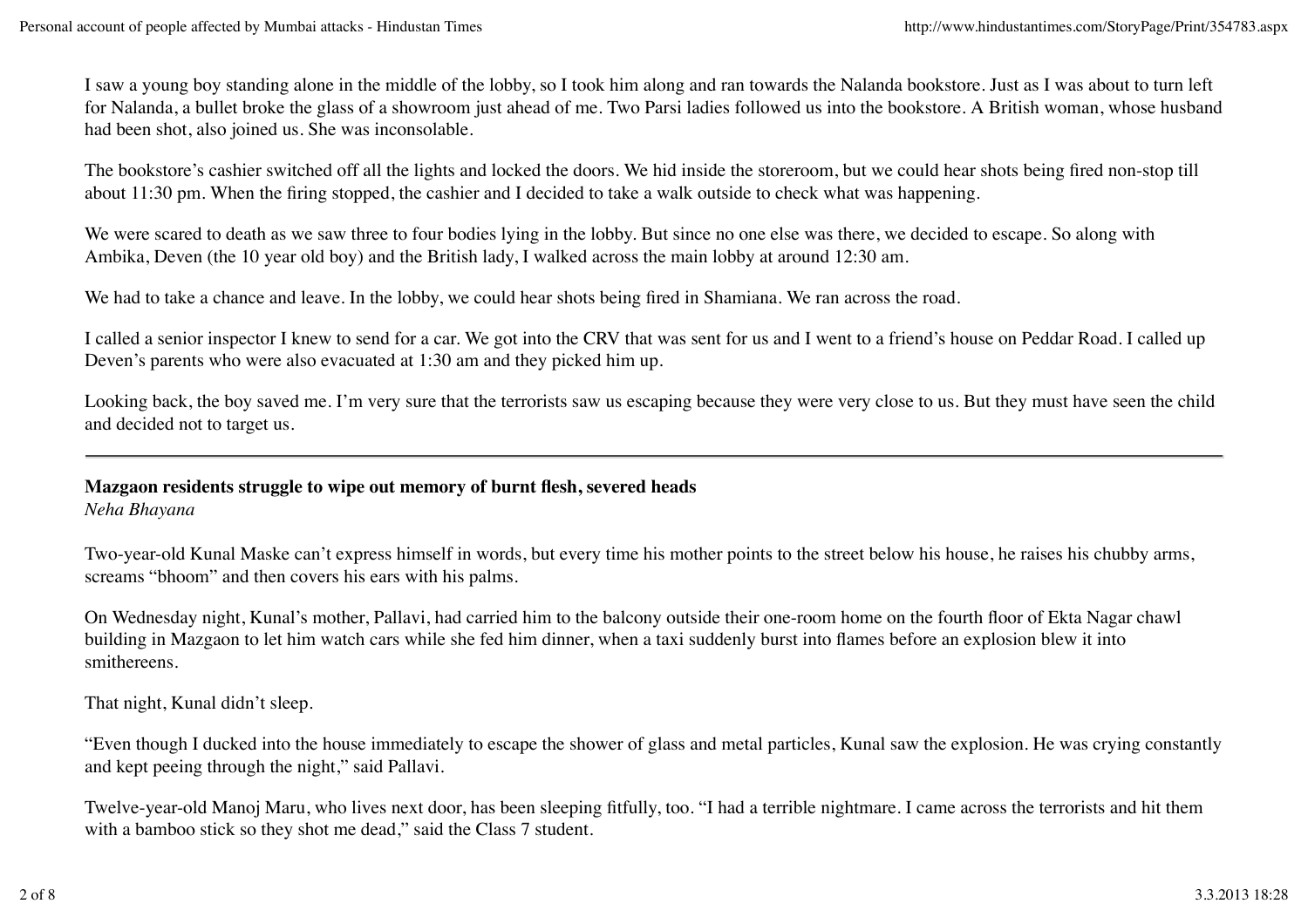I saw a young boy standing alone in the middle of the lobby, so I took him along and ran towards the Nalanda bookstore. Just as I was about to turn left for Nalanda, a bullet broke the glass of a showroom just ahead of me. Two Parsi ladies followed us into the bookstore. A British woman, whose husband had been shot, also joined us. She was inconsolable.

The bookstore's cashier switched off all the lights and locked the doors. We hid inside the storeroom, but we could hear shots being fired non-stop till about 11:30 pm. When the firing stopped, the cashier and I decided to take a walk outside to check what was happening.

We were scared to death as we saw three to four bodies lying in the lobby. But since no one else was there, we decided to escape. So along with Ambika, Deven (the 10 year old boy) and the British lady, I walked across the main lobby at around 12:30 am.

We had to take a chance and leave. In the lobby, we could hear shots being fired in Shamiana. We ran across the road.

I called a senior inspector I knew to send for a car. We got into the CRV that was sent for us and I went to a friend's house on Peddar Road. I called up Deven's parents who were also evacuated at 1:30 am and they picked him up.

Looking back, the boy saved me. I'm very sure that the terrorists saw us escaping because they were very close to us. But they must have seen the child and decided not to target us.

---

**Mazgaon residents struggle to wipe out memory of burnt flesh, severed heads**

*Neha Bhayana*

Two-year-old Kunal Maske can't express himself in words, but every time his mother points to the street below his house, he raises his chubby arms, screams "bhoom" and then covers his ears with his palms.

On Wednesday night, Kunal's mother, Pallavi, had carried him to the balcony outside their one-room home on the fourth floor of Ekta Nagar chawl building in Mazgaon to let him watch cars while she fed him dinner, when a taxi suddenly burst into flames before an explosion blew it into smithereens.

That night, Kunal didn't sleep.

"Even though I ducked into the house immediately to escape the shower of glass and metal particles, Kunal saw the explosion. He was crying constantly and kept peeing through the night," said Pallavi.

Twelve-year-old Manoj Maru, who lives next door, has been sleeping fitfully, too. "I had a terrible nightmare. I came across the terrorists and hit them with a bamboo stick so they shot me dead," said the Class 7 student.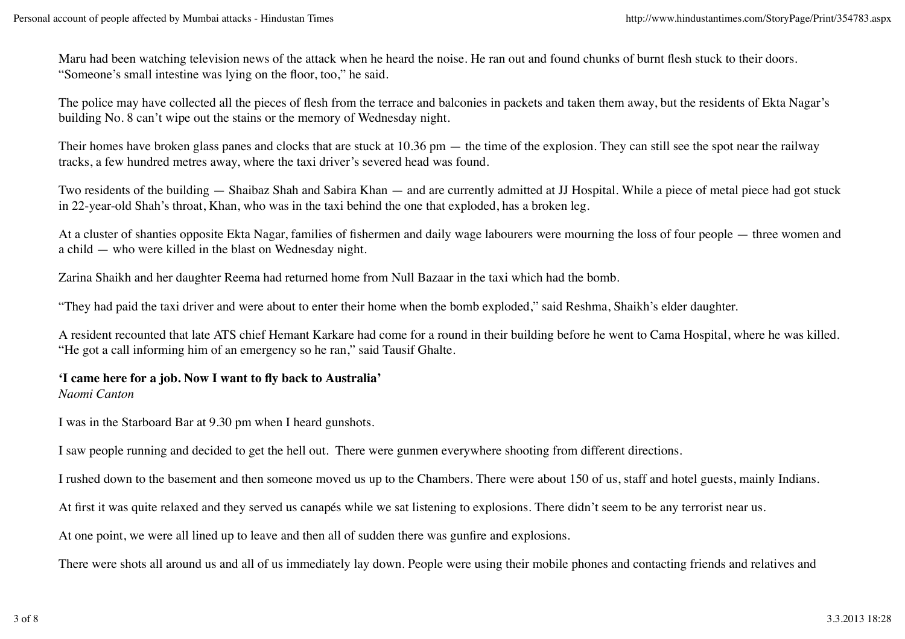Maru had been watching television news of the attack when he heard the noise. He ran out and found chunks of burnt flesh stuck to their doors. “Someone’s small intestine was lying on the floor, too,” he said.

The police may have collected all the pieces of flesh from the terrace and balconies in packets and taken them away, but the residents of Ekta Nagar’s building No. 8 can’t wipe out the stains or the memory of Wednesday night.

Their homes have broken glass panes and clocks that are stuck at 10.36 pm — the time of the explosion. They can still see the spot near the railway tracks, a few hundred metres away, where the taxi driver’s severed head was found.

Two residents of the building — Shaibaz Shah and Sabira Khan — and are currently admitted at JJ Hospital. While a piece of metal piece had got stuck in 22-year-old Shah’s throat, Khan, who was in the taxi behind the one that exploded, has a broken leg.

At a cluster of shanties opposite Ekta Nagar, families of fishermen and daily wage labourers were mourning the loss of four people — three women and a child — who were killed in the blast on Wednesday night.

Zarina Shaikh and her daughter Reema had returned home from Null Bazaar in the taxi which had the bomb.

“They had paid the taxi driver and were about to enter their home when the bomb exploded,” said Reshma, Shaikh’s elder daughter.

A resident recounted that late ATS chief Hemant Karkare had come for a round in their building before he went to Cama Hospital, where he was killed. “He got a call informing him of an emergency so he ran,” said Tausif Ghalte.

**‘I came here for a job. Now I want to fly back to Australia’**
*Naomi Canton*

I was in the Starboard Bar at 9.30 pm when I heard gunshots.

I saw people running and decided to get the hell out. There were gunmen everywhere shooting from different directions.

I rushed down to the basement and then someone moved us up to the Chambers. There were about 150 of us, staff and hotel guests, mainly Indians.

At first it was quite relaxed and they served us canapés while we sat listening to explosions. There didn’t seem to be any terrorist near us.

At one point, we were all lined up to leave and then all of sudden there was gunfire and explosions.

There were shots all around us and all of us immediately lay down. People were using their mobile phones and contacting friends and relatives and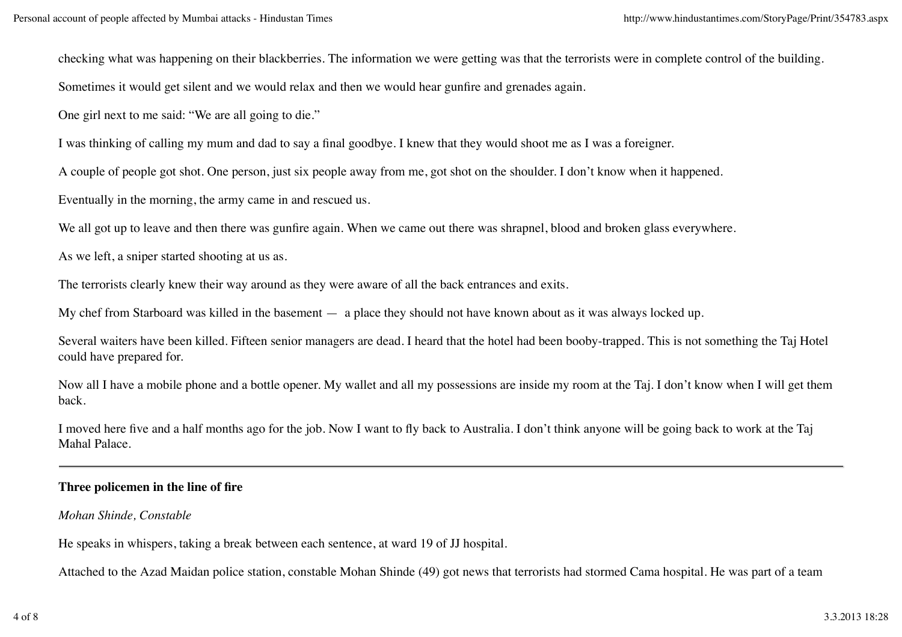checking what was happening on their blackberries. The information we were getting was that the terrorists were in complete control of the building.

Sometimes it would get silent and we would relax and then we would hear gunfire and grenades again.

One girl next to me said: “We are all going to die.”

I was thinking of calling my mum and dad to say a final goodbye. I knew that they would shoot me as I was a foreigner.

A couple of people got shot. One person, just six people away from me, got shot on the shoulder. I don’t know when it happened.

Eventually in the morning, the army came in and rescued us.

We all got up to leave and then there was gunfire again. When we came out there was shrapnel, blood and broken glass everywhere.

As we left, a sniper started shooting at us as.

The terrorists clearly knew their way around as they were aware of all the back entrances and exits.

My chef from Starboard was killed in the basement — a place they should not have known about as it was always locked up.

Several waiters have been killed. Fifteen senior managers are dead. I heard that the hotel had been booby-trapped. This is not something the Taj Hotel could have prepared for.

Now all I have a mobile phone and a bottle opener. My wallet and all my possessions are inside my room at the Taj. I don’t know when I will get them back.

I moved here five and a half months ago for the job. Now I want to fly back to Australia. I don’t think anyone will be going back to work at the Taj Mahal Palace.

---

**Three policemen in the line of fire**

*Mohan Shinde, Constable*

He speaks in whispers, taking a break between each sentence, at ward 19 of JJ hospital.

Attached to the Azad Maidan police station, constable Mohan Shinde (49) got news that terrorists had stormed Cama hospital. He was part of a team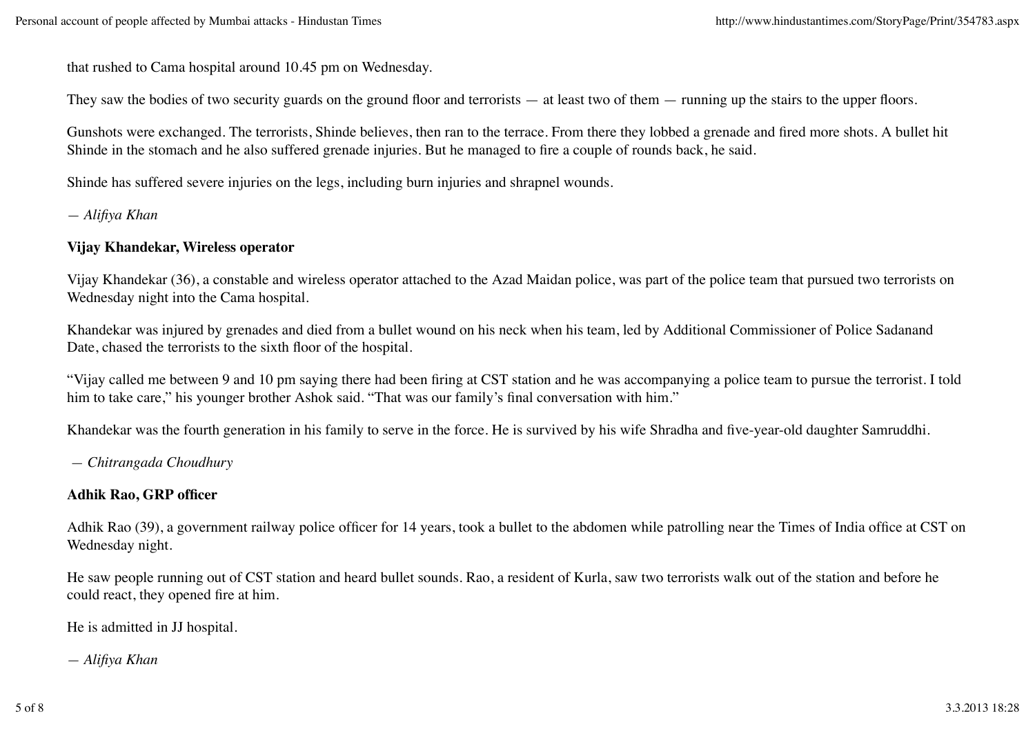that rushed to Cama hospital around 10.45 pm on Wednesday.

They saw the bodies of two security guards on the ground floor and terrorists — at least two of them — running up the stairs to the upper floors.

Gunshots were exchanged. The terrorists, Shinde believes, then ran to the terrace. From there they lobbed a grenade and fired more shots. A bullet hit Shinde in the stomach and he also suffered grenade injuries. But he managed to fire a couple of rounds back, he said.

Shinde has suffered severe injuries on the legs, including burn injuries and shrapnel wounds.

*— Alifiya Khan*

**Vijay Khandekar, Wireless operator**

Vijay Khandekar (36), a constable and wireless operator attached to the Azad Maidan police, was part of the police team that pursued two terrorists on Wednesday night into the Cama hospital.

Khandekar was injured by grenades and died from a bullet wound on his neck when his team, led by Additional Commissioner of Police Sadanand Date, chased the terrorists to the sixth floor of the hospital.

"Vijay called me between 9 and 10 pm saying there had been firing at CST station and he was accompanying a police team to pursue the terrorist. I told him to take care," his younger brother Ashok said. "That was our family's final conversation with him."

Khandekar was the fourth generation in his family to serve in the force. He is survived by his wife Shradha and five-year-old daughter Samruddhi.

*— Chitrangada Choudhury*

**Adhik Rao, GRP officer**

Adhik Rao (39), a government railway police officer for 14 years, took a bullet to the abdomen while patrolling near the Times of India office at CST on Wednesday night.

He saw people running out of CST station and heard bullet sounds. Rao, a resident of Kurla, saw two terrorists walk out of the station and before he could react, they opened fire at him.

He is admitted in JJ hospital.

*— Alifiya Khan*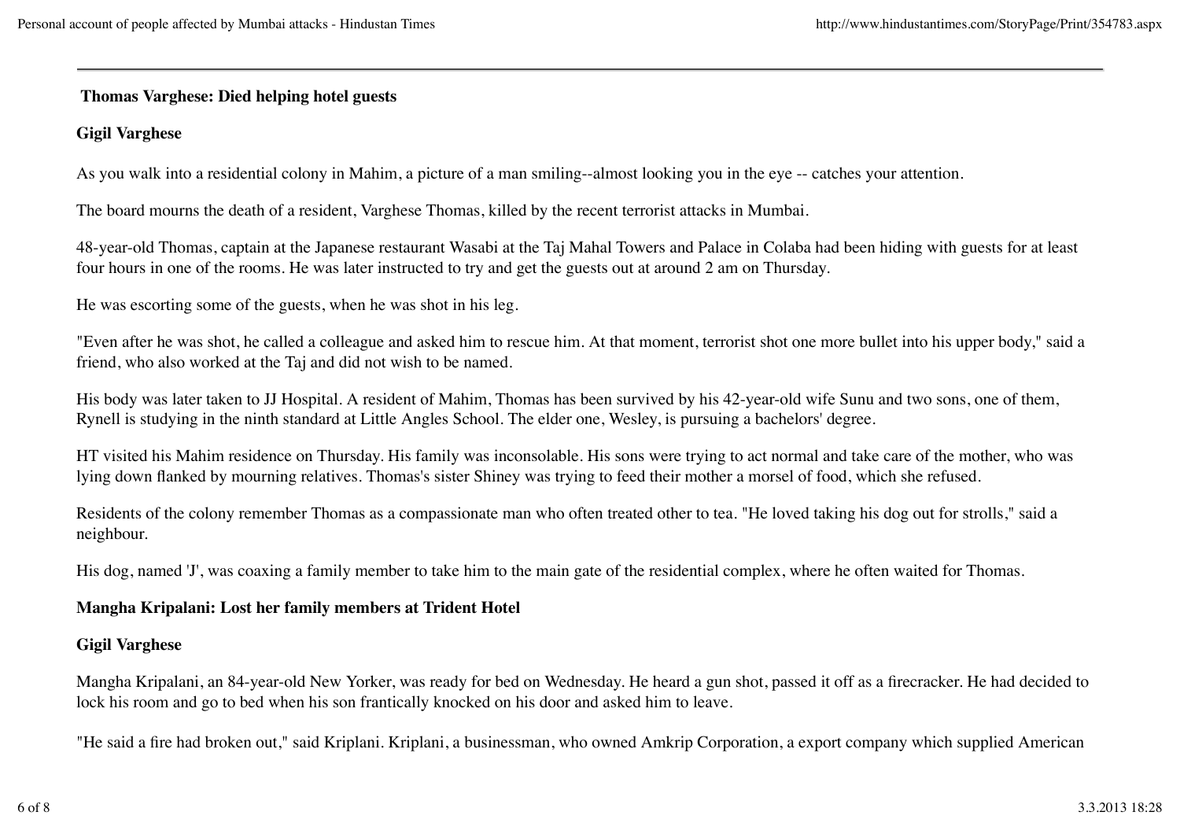---

### Thomas Varghese: Died helping hotel guests

**Gigil Varghese**

As you walk into a residential colony in Mahim, a picture of a man smiling--almost looking you in the eye -- catches your attention.

The board mourns the death of a resident, Varghese Thomas, killed by the recent terrorist attacks in Mumbai.

48-year-old Thomas, captain at the Japanese restaurant Wasabi at the Taj Mahal Towers and Palace in Colaba had been hiding with guests for at least four hours in one of the rooms. He was later instructed to try and get the guests out at around 2 am on Thursday.

He was escorting some of the guests, when he was shot in his leg.

"Even after he was shot, he called a colleague and asked him to rescue him. At that moment, terrorist shot one more bullet into his upper body," said a friend, who also worked at the Taj and did not wish to be named.

His body was later taken to JJ Hospital. A resident of Mahim, Thomas has been survived by his 42-year-old wife Sunu and two sons, one of them, Rynell is studying in the ninth standard at Little Angles School. The elder one, Wesley, is pursuing a bachelors' degree.

HT visited his Mahim residence on Thursday. His family was inconsolable. His sons were trying to act normal and take care of the mother, who was lying down flanked by mourning relatives. Thomas's sister Shiney was trying to feed their mother a morsel of food, which she refused.

Residents of the colony remember Thomas as a compassionate man who often treated other to tea. "He loved taking his dog out for strolls," said a neighbour.

His dog, named 'J', was coaxing a family member to take him to the main gate of the residential complex, where he often waited for Thomas.

### Mangha Kripalani: Lost her family members at Trident Hotel

**Gigil Varghese**

Mangha Kripalani, an 84-year-old New Yorker, was ready for bed on Wednesday. He heard a gun shot, passed it off as a firecracker. He had decided to lock his room and go to bed when his son frantically knocked on his door and asked him to leave.

"He said a fire had broken out," said Kriplani. Kriplani, a businessman, who owned Amkrip Corporation, a export company which supplied American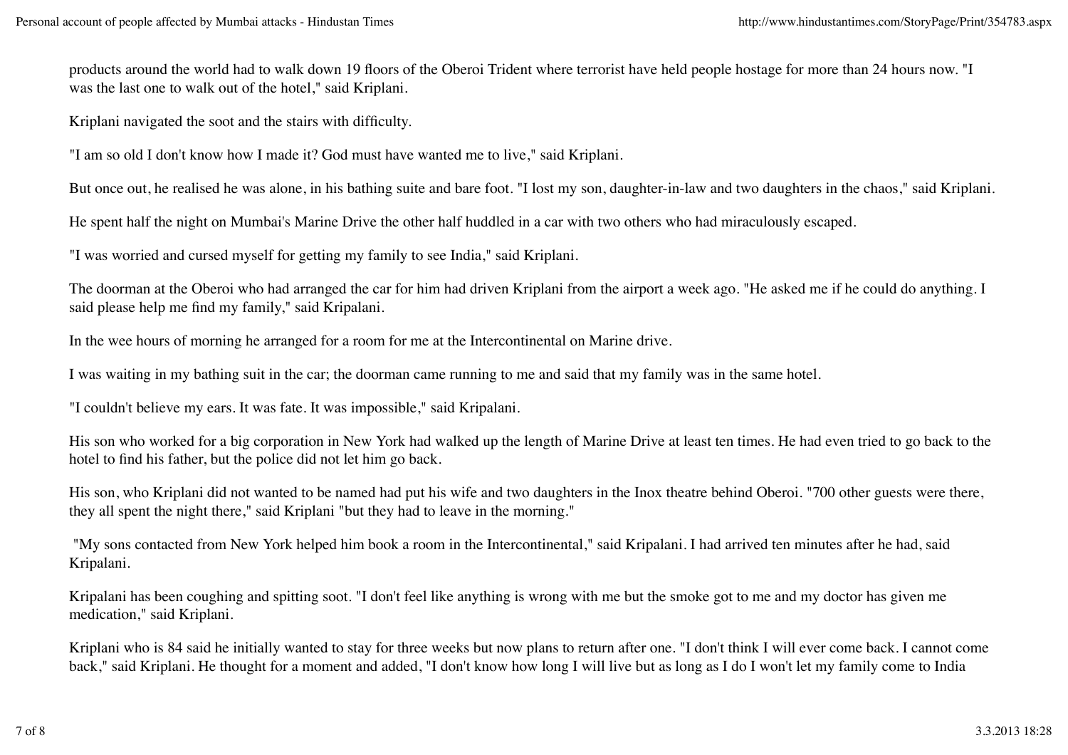products around the world had to walk down 19 floors of the Oberoi Trident where terrorist have held people hostage for more than 24 hours now. "I was the last one to walk out of the hotel," said Kriplani.

Kriplani navigated the soot and the stairs with difficulty.

"I am so old I don't know how I made it? God must have wanted me to live," said Kriplani.

But once out, he realised he was alone, in his bathing suite and bare foot. "I lost my son, daughter-in-law and two daughters in the chaos," said Kriplani.

He spent half the night on Mumbai's Marine Drive the other half huddled in a car with two others who had miraculously escaped.

"I was worried and cursed myself for getting my family to see India," said Kriplani.

The doorman at the Oberoi who had arranged the car for him had driven Kriplani from the airport a week ago. "He asked me if he could do anything. I said please help me find my family," said Kripalani.

In the wee hours of morning he arranged for a room for me at the Intercontinental on Marine drive.

I was waiting in my bathing suit in the car; the doorman came running to me and said that my family was in the same hotel.

"I couldn't believe my ears. It was fate. It was impossible," said Kripalani.

His son who worked for a big corporation in New York had walked up the length of Marine Drive at least ten times. He had even tried to go back to the hotel to find his father, but the police did not let him go back.

His son, who Kriplani did not wanted to be named had put his wife and two daughters in the Inox theatre behind Oberoi. "700 other guests were there, they all spent the night there," said Kriplani "but they had to leave in the morning."

"My sons contacted from New York helped him book a room in the Intercontinental," said Kripalani. I had arrived ten minutes after he had, said Kripalani.

Kripalani has been coughing and spitting soot. "I don't feel like anything is wrong with me but the smoke got to me and my doctor has given me medication," said Kriplani.

Kriplani who is 84 said he initially wanted to stay for three weeks but now plans to return after one. "I don't think I will ever come back. I cannot come back," said Kriplani. He thought for a moment and added, "I don't know how long I will live but as long as I do I won't let my family come to India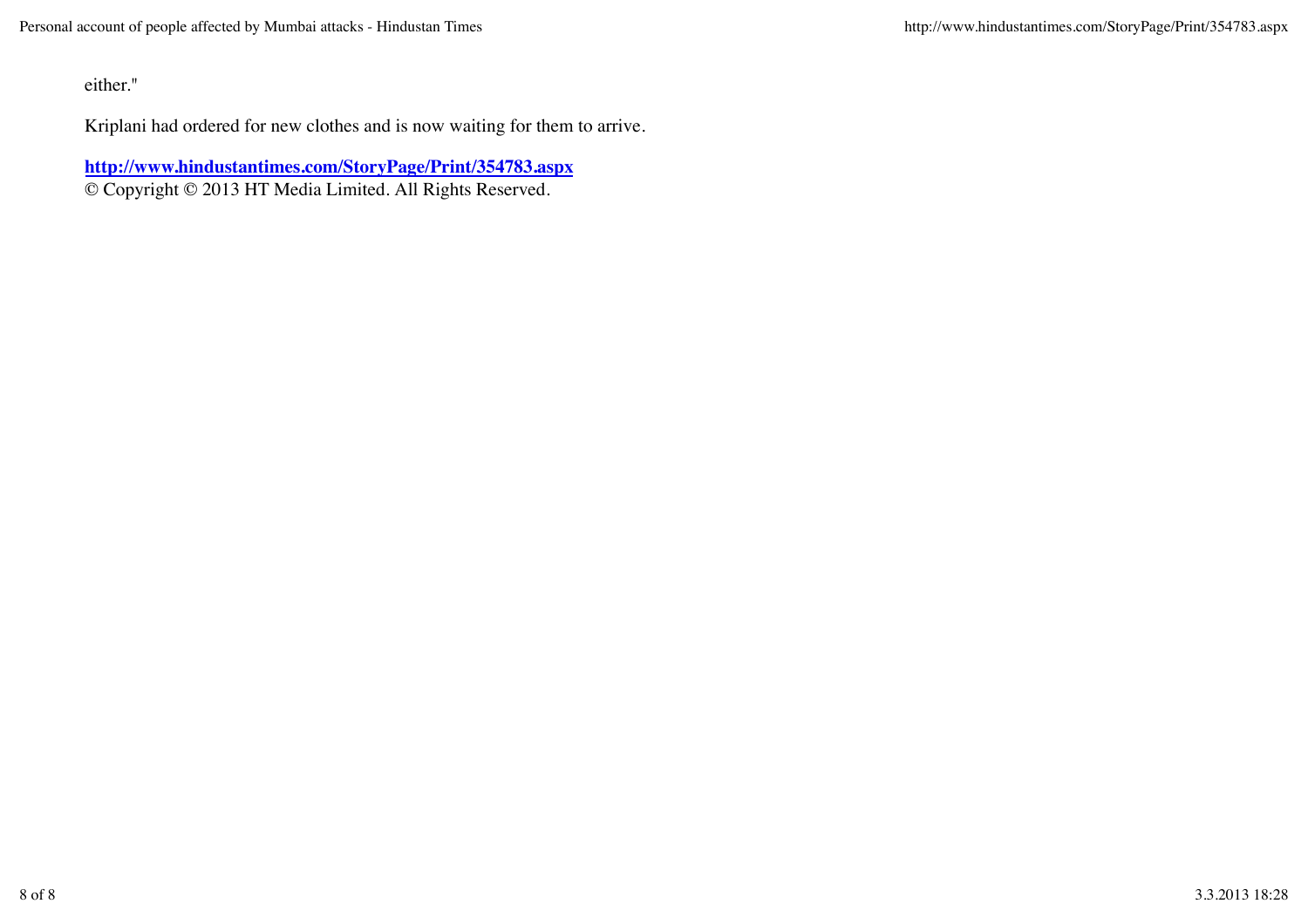either."

Kriplani had ordered for new clothes and is now waiting for them to arrive.

**http://www.hindustantimes.com/StoryPage/Print/354783.aspx**
© Copyright © 2013 HT Media Limited. All Rights Reserved.